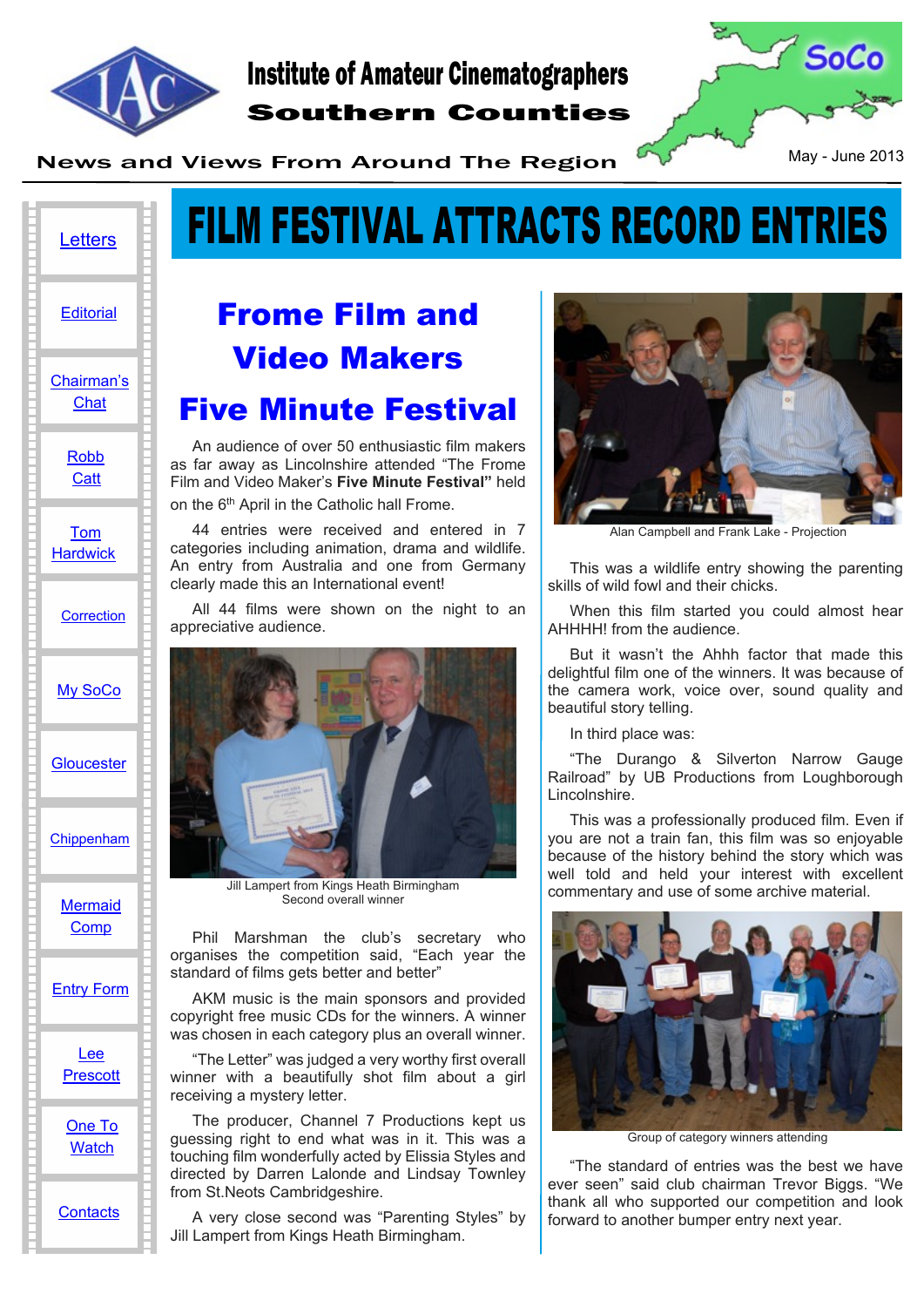# Institute of Amateur Cinematographers

## Southern Counties

News and Views From Around The Region

SoCo

May - June 2013

- Letters
- Editorial
- Chairman's Chat
- Robb Catt
- Tom Hardwick
- Correction
- My SoCo
- Gloucester
- Chippenham
- Mermaid Comp
- Entry Form
- Lee Prescott
- One To Watch
- Contacts

# FILM FESTIVAL ATTRACTS RECORD ENTRIES

## Frome Film and Video Makers Five Minute Festival

An audience of over 50 enthusiastic film makers as far away as Lincolnshire attended "The Frome Film and Video Maker's **Five Minute Festival"** held on the 6th April in the Catholic hall Frome.

44 entries were received and entered in 7 categories including animation, drama and wildlife. An entry from Australia and one from Germany clearly made this an International event!

All 44 films were shown on the night to an appreciative audience.

Jill Lampert from Kings Heath Birmingham
Second overall winner

Phil Marshman the club's secretary who organises the competition said, "Each year the standard of films gets better and better"

AKM music is the main sponsors and provided copyright free music CDs for the winners. A winner was chosen in each category plus an overall winner.

"The Letter" was judged a very worthy first overall winner with a beautifully shot film about a girl receiving a mystery letter.

The producer, Channel 7 Productions kept us guessing right to end what was in it. This was a touching film wonderfully acted by Elissia Styles and directed by Darren Lalonde and Lindsay Townley from St.Neots Cambridgeshire.

A very close second was "Parenting Styles" by Jill Lampert from Kings Heath Birmingham.

Alan Campbell and Frank Lake - Projection

This was a wildlife entry showing the parenting skills of wild fowl and their chicks.

When this film started you could almost hear AHHHH! from the audience.

But it wasn't the Ahhh factor that made this delightful film one of the winners. It was because of the camera work, voice over, sound quality and beautiful story telling.

In third place was:

"The Durango & Silverton Narrow Gauge Railroad" by UB Productions from Loughborough Lincolnshire.

This was a professionally produced film. Even if you are not a train fan, this film was so enjoyable because of the history behind the story which was well told and held your interest with excellent commentary and use of some archive material.

Group of category winners attending

"The standard of entries was the best we have ever seen" said club chairman Trevor Biggs. "We thank all who supported our competition and look forward to another bumper entry next year.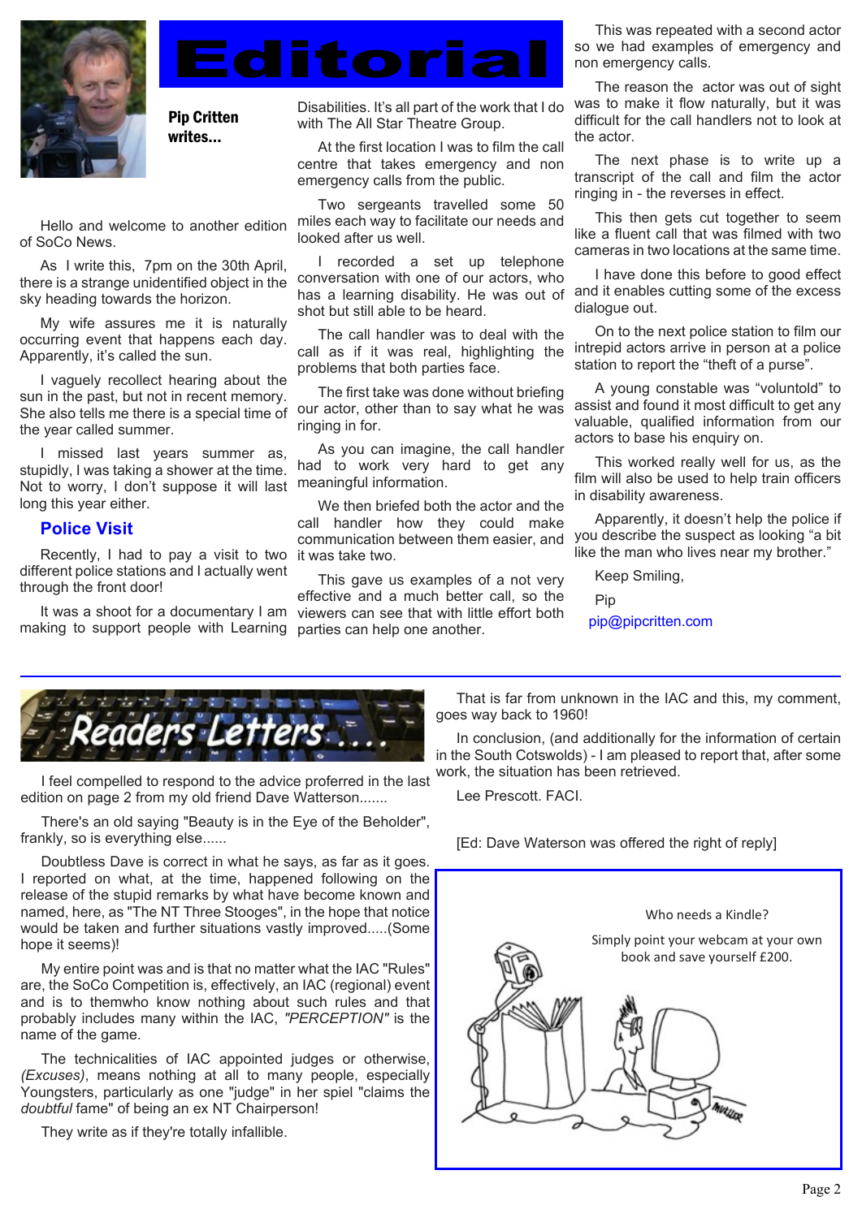# Editorial

**Pip Critten writes...**

Hello and welcome to another edition of SoCo News.

As I write this, 7pm on the 30th April, there is a strange unidentified object in the sky heading towards the horizon.

My wife assures me it is naturally occurring event that happens each day. Apparently, it's called the sun.

I vaguely recollect hearing about the sun in the past, but not in recent memory. She also tells me there is a special time of the year called summer.

I missed last years summer as, stupidly, I was taking a shower at the time. Not to worry, I don't suppose it will last long this year either.

## Police Visit

Recently, I had to pay a visit to two different police stations and I actually went through the front door!

It was a shoot for a documentary I am making to support people with Learning Disabilities. It's all part of the work that I do with The All Star Theatre Group.

At the first location I was to film the call centre that takes emergency and non emergency calls from the public.

Two sergeants travelled some 50 miles each way to facilitate our needs and looked after us well.

I recorded a set up telephone conversation with one of our actors, who has a learning disability. He was out of shot but still able to be heard.

The call handler was to deal with the call as if it was real, highlighting the problems that both parties face.

The first take was done without briefing our actor, other than to say what he was ringing in for.

As you can imagine, the call handler had to work very hard to get any meaningful information.

We then briefed both the actor and the call handler how they could make communication between them easier, and it was take two.

This gave us examples of a not very effective and a much better call, so the viewers can see that with little effort both parties can help one another.

This was repeated with a second actor so we had examples of emergency and non emergency calls.

The reason the actor was out of sight was to make it flow naturally, but it was difficult for the call handlers not to look at the actor.

The next phase is to write up a transcript of the call and film the actor ringing in - the reverses in effect.

This then gets cut together to seem like a fluent call that was filmed with two cameras in two locations at the same time.

I have done this before to good effect and it enables cutting some of the excess dialogue out.

On to the next police station to film our intrepid actors arrive in person at a police station to report the "theft of a purse".

A young constable was "voluntold" to assist and found it most difficult to get any valuable, qualified information from our actors to base his enquiry on.

This worked really well for us, as the film will also be used to help train officers in disability awareness.

Apparently, it doesn't help the police if you describe the suspect as looking "a bit like the man who lives near my brother."

Keep Smiling,

Pip

pip@pipcritten.com

---

# Readers Letters....

I feel compelled to respond to the advice proferred in the last edition on page 2 from my old friend Dave Watterson.......

There's an old saying "Beauty is in the Eye of the Beholder", frankly, so is everything else......

Doubtless Dave is correct in what he says, as far as it goes. I reported on what, at the time, happened following on the release of the stupid remarks by what have become known and named, here, as "The NT Three Stooges", in the hope that notice would be taken and further situations vastly improved.....(Some hope it seems)!

My entire point was and is that no matter what the IAC "Rules" are, the SoCo Competition is, effectively, an IAC (regional) event and is to themwho know nothing about such rules and that probably includes many within the IAC, *"PERCEPTION"* is the name of the game.

The technicalities of IAC appointed judges or otherwise, *(Excuses)*, means nothing at all to many people, especially Youngsters, particularly as one "judge" in her spiel "claims the *doubtful* fame" of being an ex NT Chairperson!

They write as if they're totally infallible.

That is far from unknown in the IAC and this, my comment, goes way back to 1960!

In conclusion, (and additionally for the information of certain in the South Cotswolds) - I am pleased to report that, after some work, the situation has been retrieved.

Lee Prescott. FACI.

[Ed: Dave Waterson was offered the right of reply]

Who needs a Kindle?

Simply point your webcam at your own book and save yourself £200.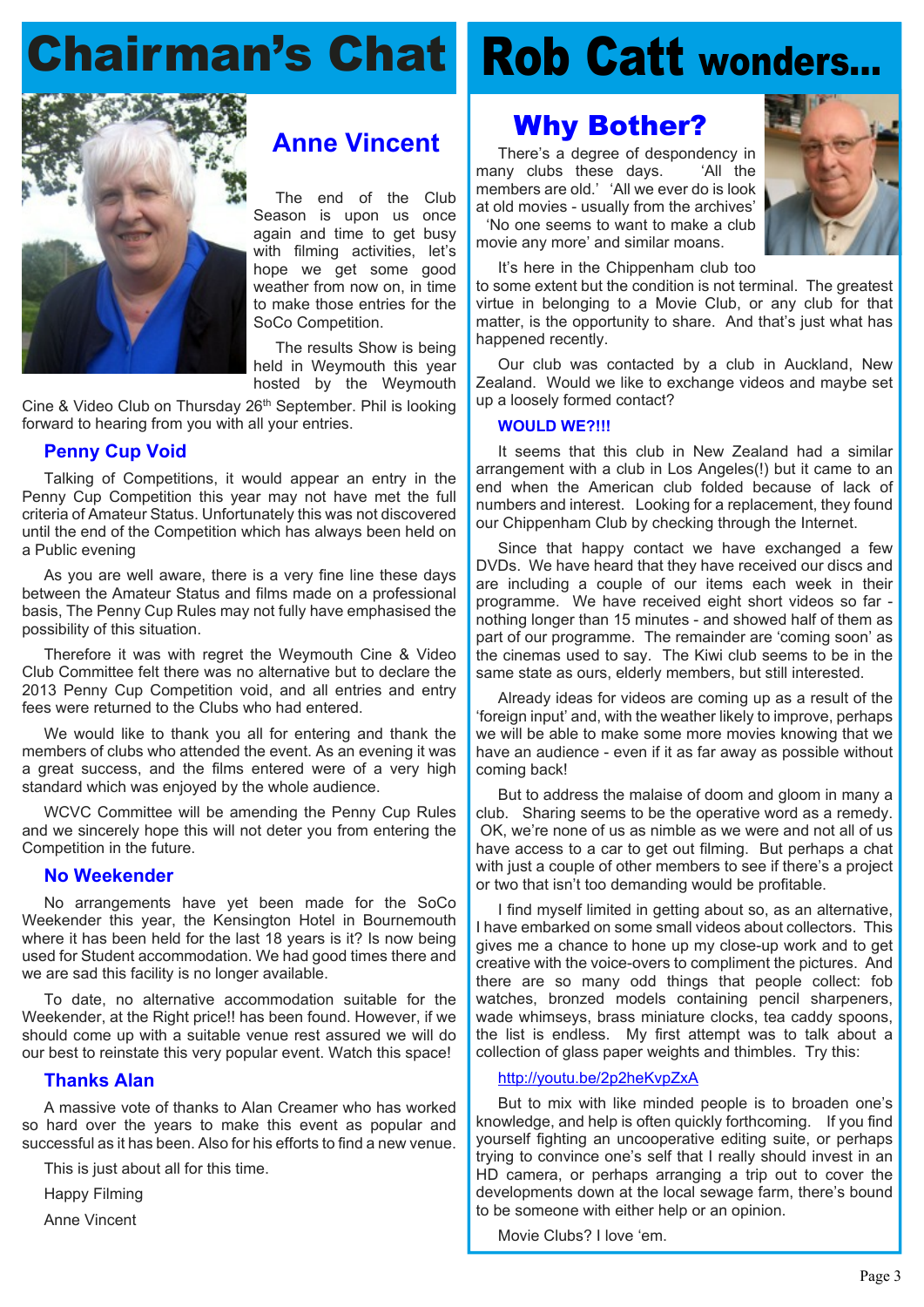# Chairman's Chat

## Anne Vincent

The end of the Club Season is upon us once again and time to get busy with filming activities, let's hope we get some good weather from now on, in time to make those entries for the SoCo Competition.

The results Show is being held in Weymouth this year hosted by the Weymouth Cine & Video Club on Thursday 26th September. Phil is looking forward to hearing from you with all your entries.

### Penny Cup Void

Talking of Competitions, it would appear an entry in the Penny Cup Competition this year may not have met the full criteria of Amateur Status. Unfortunately this was not discovered until the end of the Competition which has always been held on a Public evening

As you are well aware, there is a very fine line these days between the Amateur Status and films made on a professional basis, The Penny Cup Rules may not fully have emphasised the possibility of this situation.

Therefore it was with regret the Weymouth Cine & Video Club Committee felt there was no alternative but to declare the 2013 Penny Cup Competition void, and all entries and entry fees were returned to the Clubs who had entered.

We would like to thank you all for entering and thank the members of clubs who attended the event. As an evening it was a great success, and the films entered were of a very high standard which was enjoyed by the whole audience.

WCVC Committee will be amending the Penny Cup Rules and we sincerely hope this will not deter you from entering the Competition in the future.

### No Weekender

No arrangements have yet been made for the SoCo Weekender this year, the Kensington Hotel in Bournemouth where it has been held for the last 18 years is it? Is now being used for Student accommodation. We had good times there and we are sad this facility is no longer available.

To date, no alternative accommodation suitable for the Weekender, at the Right price!! has been found. However, if we should come up with a suitable venue rest assured we will do our best to reinstate this very popular event. Watch this space!

### Thanks Alan

A massive vote of thanks to Alan Creamer who has worked so hard over the years to make this event as popular and successful as it has been. Also for his efforts to find a new venue.

This is just about all for this time.

Happy Filming

Anne Vincent

# Rob Catt wonders...

## Why Bother?

There's a degree of despondency in many clubs these days. 'All the members are old.' 'All we ever do is look at old movies - usually from the archives' 'No one seems to want to make a club movie any more' and similar moans.

It's here in the Chippenham club too to some extent but the condition is not terminal. The greatest virtue in belonging to a Movie Club, or any club for that matter, is the opportunity to share. And that's just what has happened recently.

Our club was contacted by a club in Auckland, New Zealand. Would we like to exchange videos and maybe set up a loosely formed contact?

**WOULD WE?!!!**

It seems that this club in New Zealand had a similar arrangement with a club in Los Angeles(!) but it came to an end when the American club folded because of lack of numbers and interest. Looking for a replacement, they found our Chippenham Club by checking through the Internet.

Since that happy contact we have exchanged a few DVDs. We have heard that they have received our discs and are including a couple of our items each week in their programme. We have received eight short videos so far - nothing longer than 15 minutes - and showed half of them as part of our programme. The remainder are 'coming soon' as the cinemas used to say. The Kiwi club seems to be in the same state as ours, elderly members, but still interested.

Already ideas for videos are coming up as a result of the 'foreign input' and, with the weather likely to improve, perhaps we will be able to make some more movies knowing that we have an audience - even if it as far away as possible without coming back!

But to address the malaise of doom and gloom in many a club. Sharing seems to be the operative word as a remedy. OK, we're none of us as nimble as we were and not all of us have access to a car to get out filming. But perhaps a chat with just a couple of other members to see if there's a project or two that isn't too demanding would be profitable.

I find myself limited in getting about so, as an alternative, I have embarked on some small videos about collectors. This gives me a chance to hone up my close-up work and to get creative with the voice-overs to compliment the pictures. And there are so many odd things that people collect: fob watches, bronzed models containing pencil sharpeners, wade whimseys, brass miniature clocks, tea caddy spoons, the list is endless. My first attempt was to talk about a collection of glass paper weights and thimbles. Try this:

http://youtu.be/2p2heKvpZxA

But to mix with like minded people is to broaden one's knowledge, and help is often quickly forthcoming. If you find yourself fighting an uncooperative editing suite, or perhaps trying to convince one's self that I really should invest in an HD camera, or perhaps arranging a trip out to cover the developments down at the local sewage farm, there's bound to be someone with either help or an opinion.

Movie Clubs? I love 'em.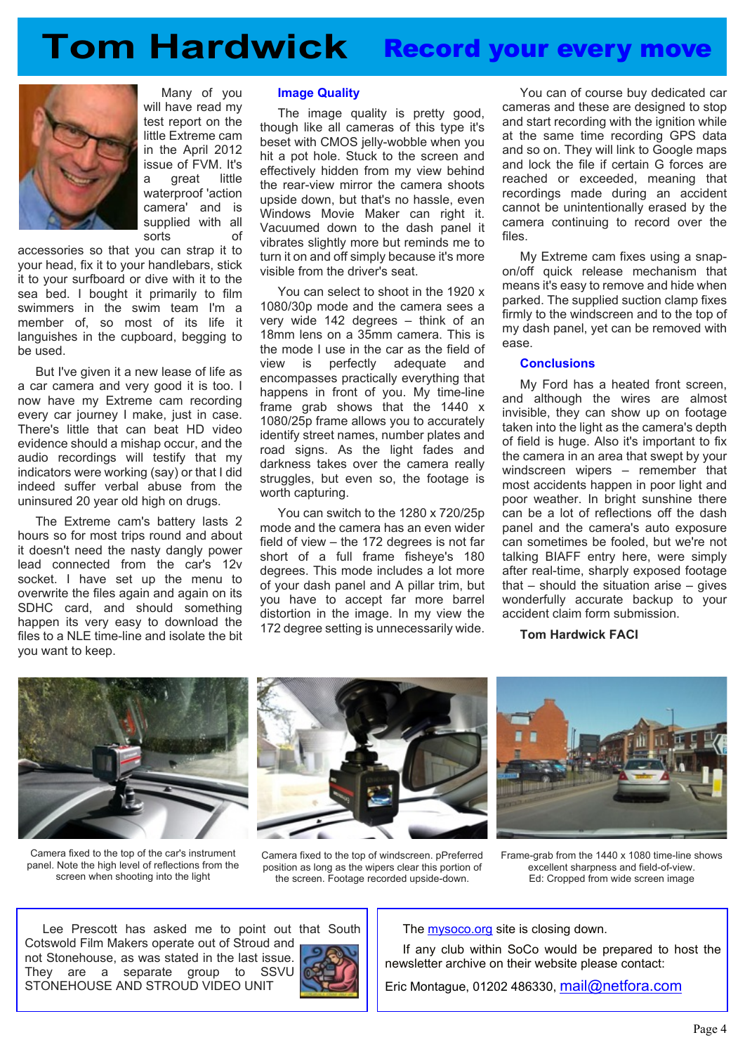# Tom Hardwick

## Record your every move

Many of you will have read my test report on the little Extreme cam in the April 2012 issue of FVM. It's a great little waterproof 'action camera' and is supplied with all sorts of accessories so that you can strap it to your head, fix it to your handlebars, stick it to your surfboard or dive with it to the sea bed. I bought it primarily to film swimmers in the swim team I'm a member of, so most of its life it languishes in the cupboard, begging to be used.

But I've given it a new lease of life as a car camera and very good it is too. I now have my Extreme cam recording every car journey I make, just in case. There's little that can beat HD video evidence should a mishap occur, and the audio recordings will testify that my indicators were working (say) or that I did indeed suffer verbal abuse from the uninsured 20 year old high on drugs.

The Extreme cam's battery lasts 2 hours so for most trips round and about it doesn't need the nasty dangly power lead connected from the car's 12v socket. I have set up the menu to overwrite the files again and again on its SDHC card, and should something happen its very easy to download the files to a NLE time-line and isolate the bit you want to keep.

### Image Quality

The image quality is pretty good, though like all cameras of this type it's beset with CMOS jelly-wobble when you hit a pot hole. Stuck to the screen and effectively hidden from my view behind the rear-view mirror the camera shoots upside down, but that's no hassle, even Windows Movie Maker can right it. Vacuumed down to the dash panel it vibrates slightly more but reminds me to turn it on and off simply because it's more visible from the driver's seat.

You can select to shoot in the 1920 x 1080/30p mode and the camera sees a very wide 142 degrees – think of an 18mm lens on a 35mm camera. This is the mode I use in the car as the field of view is perfectly adequate and encompasses practically everything that happens in front of you. My time-line frame grab shows that the 1440 x 1080/25p frame allows you to accurately identify street names, number plates and road signs. As the light fades and darkness takes over the camera really struggles, but even so, the footage is worth capturing.

You can switch to the 1280 x 720/25p mode and the camera has an even wider field of view – the 172 degrees is not far short of a full frame fisheye's 180 degrees. This mode includes a lot more of your dash panel and A pillar trim, but you have to accept far more barrel distortion in the image. In my view the 172 degree setting is unnecessarily wide.

You can of course buy dedicated car cameras and these are designed to stop and start recording with the ignition while at the same time recording GPS data and so on. They will link to Google maps and lock the file if certain G forces are reached or exceeded, meaning that recordings made during an accident cannot be unintentionally erased by the camera continuing to record over the files.

My Extreme cam fixes using a snap-on/off quick release mechanism that means it's easy to remove and hide when parked. The supplied suction clamp fixes firmly to the windscreen and to the top of my dash panel, yet can be removed with ease.

### Conclusions

My Ford has a heated front screen, and although the wires are almost invisible, they can show up on footage taken into the light as the camera's depth of field is huge. Also it's important to fix the camera in an area that swept by your windscreen wipers – remember that most accidents happen in poor light and poor weather. In bright sunshine there can be a lot of reflections off the dash panel and the camera's auto exposure can sometimes be fooled, but we're not talking BIAFF entry here, were simply after real-time, sharply exposed footage that – should the situation arise – gives wonderfully accurate backup to your accident claim form submission.

**Tom Hardwick FACI**

Camera fixed to the top of the car's instrument panel. Note the high level of reflections from the screen when shooting into the light

Camera fixed to the top of windscreen. pPreferred position as long as the wipers clear this portion of the screen. Footage recorded upside-down.

Frame-grab from the 1440 x 1080 time-line shows excellent sharpness and field-of-view. Ed: Cropped from wide screen image

---

Lee Prescott has asked me to point out that South Cotswold Film Makers operate out of Stroud and not Stonehouse, as was stated in the last issue. They are a separate group to SSVU STONEHOUSE AND STROUD VIDEO UNIT

---

The mysoco.org site is closing down.

If any club within SoCo would be prepared to host the newsletter archive on their website please contact:

Eric Montague, 01202 486330, mail@netfora.com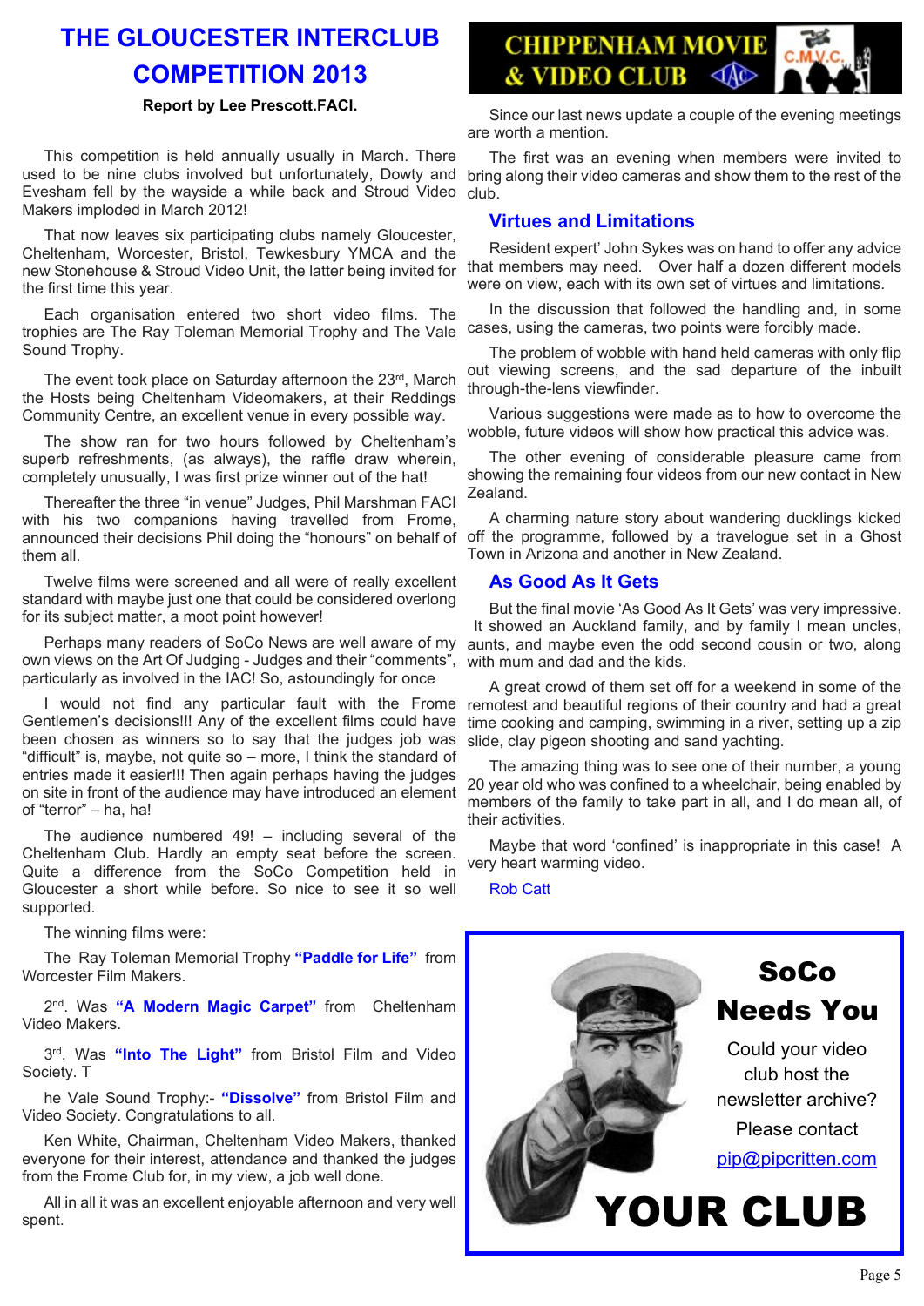# THE GLOUCESTER INTERCLUB COMPETITION 2013

**Report by Lee Prescott.FACI.**

This competition is held annually usually in March. There used to be nine clubs involved but unfortunately, Dowty and Evesham fell by the wayside a while back and Stroud Video Makers imploded in March 2012!

That now leaves six participating clubs namely Gloucester, Cheltenham, Worcester, Bristol, Tewkesbury YMCA and the new Stonehouse & Stroud Video Unit, the latter being invited for the first time this year.

Each organisation entered two short video films. The trophies are The Ray Toleman Memorial Trophy and The Vale Sound Trophy.

The event took place on Saturday afternoon the 23rd, March the Hosts being Cheltenham Videomakers, at their Reddings Community Centre, an excellent venue in every possible way.

The show ran for two hours followed by Cheltenham's superb refreshments, (as always), the raffle draw wherein, completely unusually, I was first prize winner out of the hat!

Thereafter the three "in venue" Judges, Phil Marshman FACI with his two companions having travelled from Frome, announced their decisions Phil doing the "honours" on behalf of them all.

Twelve films were screened and all were of really excellent standard with maybe just one that could be considered overlong for its subject matter, a moot point however!

Perhaps many readers of SoCo News are well aware of my own views on the Art Of Judging - Judges and their "comments", particularly as involved in the IAC! So, astoundingly for once

I would not find any particular fault with the Frome Gentlemen's decisions!!! Any of the excellent films could have been chosen as winners so to say that the judges job was "difficult" is, maybe, not quite so – more, I think the standard of entries made it easier!!! Then again perhaps having the judges on site in front of the audience may have introduced an element of "terror" – ha, ha!

The audience numbered 49! – including several of the Cheltenham Club. Hardly an empty seat before the screen. Quite a difference from the SoCo Competition held in Gloucester a short while before. So nice to see it so well supported.

The winning films were:

The Ray Toleman Memorial Trophy **"Paddle for Life"** from Worcester Film Makers.

2nd. Was **"A Modern Magic Carpet"** from Cheltenham Video Makers.

3rd. Was **"Into The Light"** from Bristol Film and Video Society. T

he Vale Sound Trophy:- **"Dissolve"** from Bristol Film and Video Society. Congratulations to all.

Ken White, Chairman, Cheltenham Video Makers, thanked everyone for their interest, attendance and thanked the judges from the Frome Club for, in my view, a job well done.

All in all it was an excellent enjoyable afternoon and very well spent.

# CHIPPENHAM MOVIE & VIDEO CLUB

Since our last news update a couple of the evening meetings are worth a mention.

The first was an evening when members were invited to bring along their video cameras and show them to the rest of the club.

## Virtues and Limitations

Resident expert' John Sykes was on hand to offer any advice that members may need. Over half a dozen different models were on view, each with its own set of virtues and limitations.

In the discussion that followed the handling and, in some cases, using the cameras, two points were forcibly made.

The problem of wobble with hand held cameras with only flip out viewing screens, and the sad departure of the inbuilt through-the-lens viewfinder.

Various suggestions were made as to how to overcome the wobble, future videos will show how practical this advice was.

The other evening of considerable pleasure came from showing the remaining four videos from our new contact in New Zealand.

A charming nature story about wandering ducklings kicked off the programme, followed by a travelogue set in a Ghost Town in Arizona and another in New Zealand.

## As Good As It Gets

But the final movie 'As Good As It Gets' was very impressive. It showed an Auckland family, and by family I mean uncles, aunts, and maybe even the odd second cousin or two, along with mum and dad and the kids.

A great crowd of them set off for a weekend in some of the remotest and beautiful regions of their country and had a great time cooking and camping, swimming in a river, setting up a zip slide, clay pigeon shooting and sand yachting.

The amazing thing was to see one of their number, a young 20 year old who was confined to a wheelchair, being enabled by members of the family to take part in all, and I do mean all, of their activities.

Maybe that word 'confined' is inappropriate in this case! A very heart warming video.

Rob Catt

**SoCo Needs You**

Could your video club host the newsletter archive?

Please contact pip@pipcritten.com

**YOUR CLUB**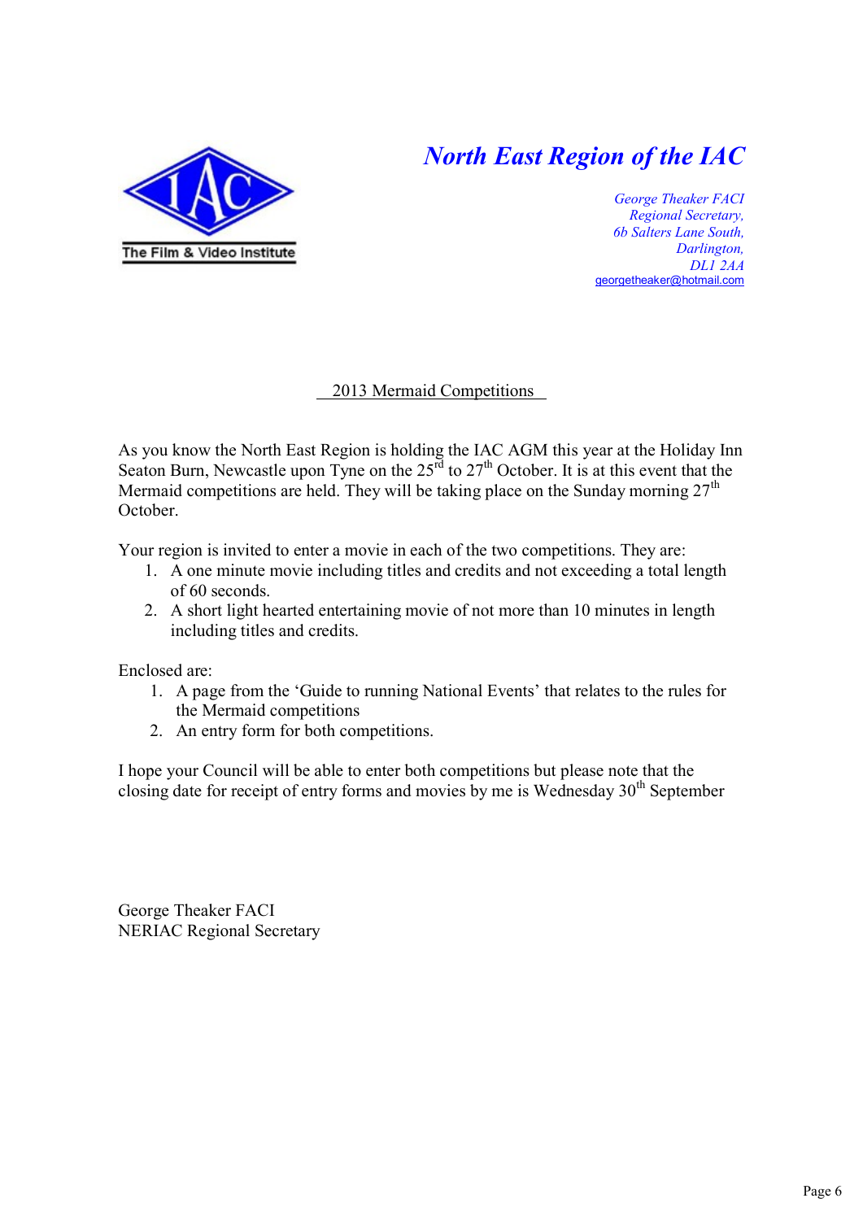The Film & Video Institute

# *North East Region of the IAC*

*George Theaker FACI*
*Regional Secretary,*
*6b Salters Lane South,*
*Darlington,*
*DL1 2AA*
georgetheaker@hotmail.com

## 2013 Mermaid Competitions

As you know the North East Region is holding the IAC AGM this year at the Holiday Inn Seaton Burn, Newcastle upon Tyne on the 25rd to 27th October. It is at this event that the Mermaid competitions are held. They will be taking place on the Sunday morning 27th October.

Your region is invited to enter a movie in each of the two competitions. They are:

1. A one minute movie including titles and credits and not exceeding a total length of 60 seconds.
2. A short light hearted entertaining movie of not more than 10 minutes in length including titles and credits.

Enclosed are:

1. A page from the 'Guide to running National Events' that relates to the rules for the Mermaid competitions
2. An entry form for both competitions.

I hope your Council will be able to enter both competitions but please note that the closing date for receipt of entry forms and movies by me is Wednesday 30th September

George Theaker FACI
NERIAC Regional Secretary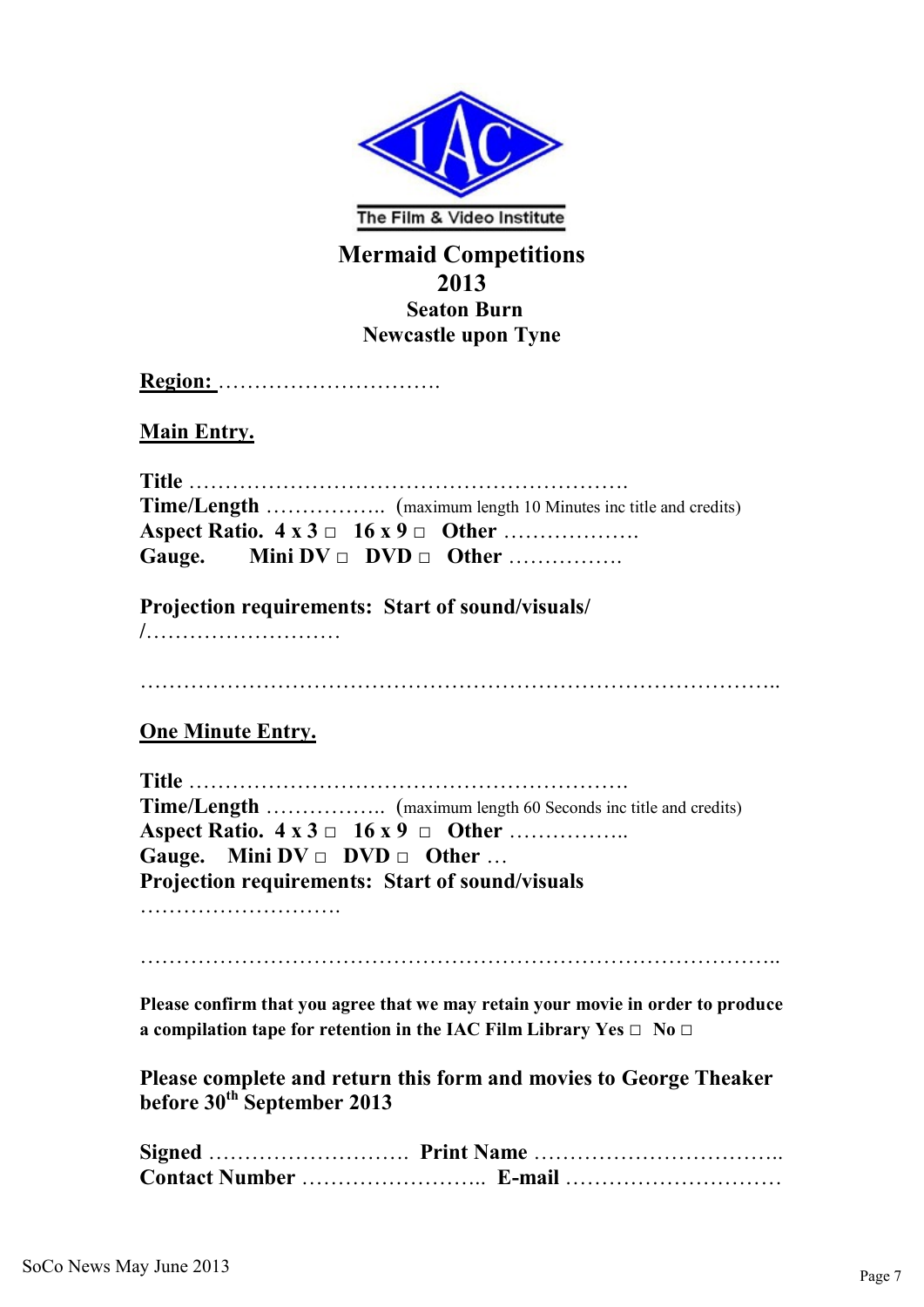The Film & Video Institute

# Mermaid Competitions 2013

## Seaton Burn
## Newcastle upon Tyne

**Region:** ………………………….

**Main Entry.**

**Title** …………………………………………………….
**Time/Length** …………….. (maximum length 10 Minutes inc title and credits)
**Aspect Ratio. 4 x 3 □ 16 x 9 □ Other** ……………….
**Gauge. Mini DV □ DVD □ Other** …………….

**Projection requirements: Start of sound/visuals/**
/………………………

……………………………………………………………………………..

**One Minute Entry.**

**Title** …………………………………………………….
**Time/Length** …………….. (maximum length 60 Seconds inc title and credits)
**Aspect Ratio. 4 x 3 □ 16 x 9 □ Other** ……………..
**Gauge. Mini DV □ DVD □ Other** …
**Projection requirements: Start of sound/visuals**
……………………….

……………………………………………………………………………..

**Please confirm that you agree that we may retain your movie in order to produce a compilation tape for retention in the IAC Film Library Yes □ No □**

**Please complete and return this form and movies to George Theaker before 30th September 2013**

**Signed** ……………………… **Print Name** ……………………………..
**Contact Number** …………………….. **E-mail** …………………………

SoCo News May June 2013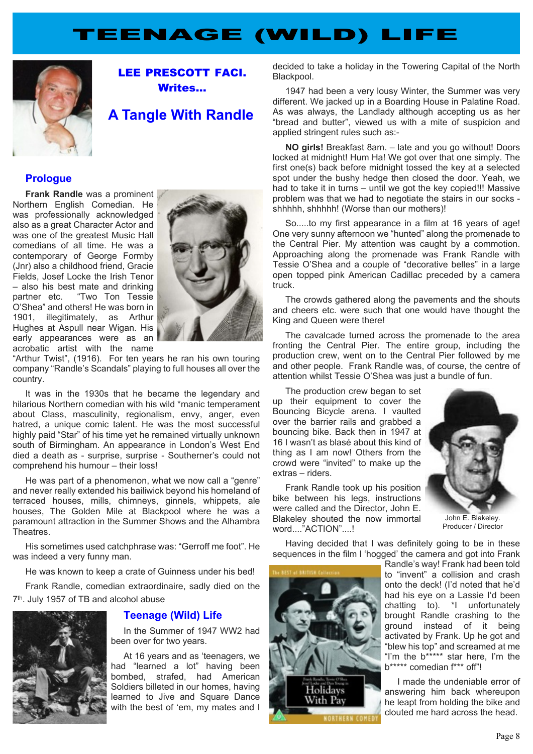# TEENAGE (WILD) LIFE

## LEE PRESCOTT FACI. Writes...

## A Tangle With Randle

### Prologue

**Frank Randle** was a prominent Northern English Comedian. He was professionally acknowledged also as a great Character Actor and was one of the greatest Music Hall comedians of all time. He was a contemporary of George Formby (Jnr) also a childhood friend, Gracie Fields, Josef Locke the Irish Tenor – also his best mate and drinking partner etc. "Two Ton Tessie O'Shea" and others! He was born in 1901, illegitimately, as Arthur Hughes at Aspull near Wigan. His early appearances were as an acrobatic artist with the name "Arthur Twist", (1916). For ten years he ran his own touring company "Randle's Scandals" playing to full houses all over the country.

It was in the 1930s that he became the legendary and hilarious Northern comedian with his wild *manic temperament about Class, masculinity, regionalism, envy, anger, even hatred, a unique comic talent. He was the most successful highly paid "Star" of his time yet he remained virtually unknown south of Birmingham. An appearance in London's West End died a death as - surprise, surprise - Southerner's could not comprehend his humour – their loss!

He was part of a phenomenon, what we now call a "genre" and never really extended his bailiwick beyond his homeland of terraced houses, mills, chimneys, ginnels, whippets, ale houses, The Golden Mile at Blackpool where he was a paramount attraction in the Summer Shows and the Alhambra Theatres.

His sometimes used catchphrase was: "Gerroff me foot". He was indeed a very funny man.

He was known to keep a crate of Guinness under his bed!

Frank Randle, comedian extraordinaire, sadly died on the 7th. July 1957 of TB and alcohol abuse

### Teenage (Wild) Life

In the Summer of 1947 WW2 had been over for two years.

At 16 years and as 'teenagers, we had "learned a lot" having been bombed, strafed, had American Soldiers billeted in our homes, having learned to Jive and Square Dance with the best of 'em, my mates and I decided to take a holiday in the Towering Capital of the North Blackpool.

1947 had been a very lousy Winter, the Summer was very different. We jacked up in a Boarding House in Palatine Road. As was always, the Landlady although accepting us as her "bread and butter", viewed us with a mite of suspicion and applied stringent rules such as:-

**NO girls!** Breakfast 8am. – late and you go without! Doors locked at midnight! Hum Ha! We got over that one simply. The first one(s) back before midnight tossed the key at a selected spot under the bushy hedge then closed the door. Yeah, we had to take it in turns – until we got the key copied!!! Massive problem was that we had to negotiate the stairs in our socks - shhhhh, shhhhh! (Worse than our mothers)!

So.....to my first appearance in a film at 16 years of age! One very sunny afternoon we "hunted" along the promenade to the Central Pier. My attention was caught by a commotion. Approaching along the promenade was Frank Randle with Tessie O'Shea and a couple of "decorative belles" in a large open topped pink American Cadillac preceded by a camera truck.

The crowds gathered along the pavements and the shouts and cheers etc. were such that one would have thought the King and Queen were there!

The cavalcade turned across the promenade to the area fronting the Central Pier. The entire group, including the production crew, went on to the Central Pier followed by me and other people. Frank Randle was, of course, the centre of attention whilst Tessie O'Shea was just a bundle of fun.

The production crew began to set up their equipment to cover the Bouncing Bicycle arena. I vaulted over the barrier rails and grabbed a bouncing bike. Back then in 1947 at 16 I wasn't as blasé about this kind of thing as I am now! Others from the crowd were "invited" to make up the extras – riders.

Frank Randle took up his position bike between his legs, instructions were called and the Director, John E. Blakeley shouted the now immortal word...."ACTION"....!

John E. Blakeley. Producer / Director

Having decided that I was definitely going to be in these sequences in the film I 'hogged' the camera and got into Frank Randle's way! Frank had been told to "invent" a collision and crash onto the deck! (I'd noted that he'd had his eye on a Lassie I'd been chatting to). *I unfortunately brought Randle crashing to the ground instead of it being activated by Frank. Up he got and "blew his top" and screamed at me "I'm the b***** star here, I'm the b***** comedian f*** off"!

I made the undeniable error of answering him back whereupon he leapt from holding the bike and clouted me hard across the head.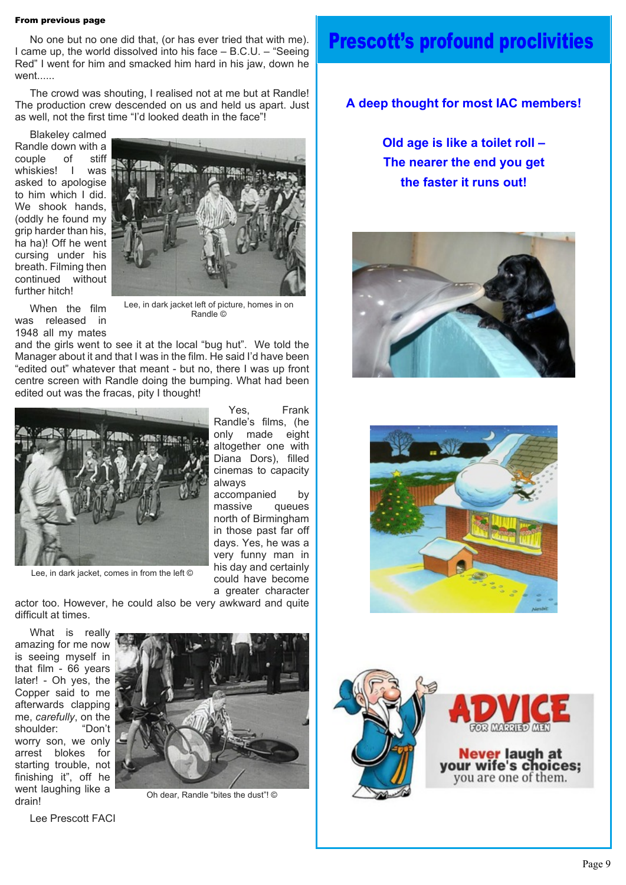**From previous page**

No one but no one did that, (or has ever tried that with me). I came up, the world dissolved into his face – B.C.U. – "Seeing Red" I went for him and smacked him hard in his jaw, down he went......

The crowd was shouting, I realised not at me but at Randle! The production crew descended on us and held us apart. Just as well, not the first time "I'd looked death in the face"!

Blakeley calmed Randle down with a couple of stiff whiskies! I was asked to apologise to him which I did. We shook hands, (oddly he found my grip harder than his, ha ha)! Off he went cursing under his breath. Filming then continued without further hitch!

Lee, in dark jacket left of picture, homes in on Randle ©

When the film was released in 1948 all my mates and the girls went to see it at the local "bug hut". We told the Manager about it and that I was in the film. He said I'd have been "edited out" whatever that meant - but no, there I was up front centre screen with Randle doing the bumping. What had been edited out was the fracas, pity I thought!

Lee, in dark jacket, comes in from the left ©

Yes, Frank Randle's films, (he only made eight altogether one with Diana Dors), filled cinemas to capacity always accompanied by massive queues north of Birmingham in those past far off days. Yes, he was a very funny man in his day and certainly could have become a greater character actor too. However, he could also be very awkward and quite difficult at times.

What is really amazing for me now is seeing myself in that film - 66 years later! - Oh yes, the Copper said to me afterwards clapping me, *carefully*, on the shoulder: "Don't worry son, we only arrest blokes for starting trouble, not finishing it", off he went laughing like a drain!

Oh dear, Randle "bites the dust"! ©

Lee Prescott FACI

# Prescott's profound proclivities

**A deep thought for most IAC members!**

**Old age is like a toilet roll –**
**The nearer the end you get**
**the faster it runs out!**

**ADVICE** FOR MARRIED MEN

**Never** laugh at your wife's choices; you are one of them.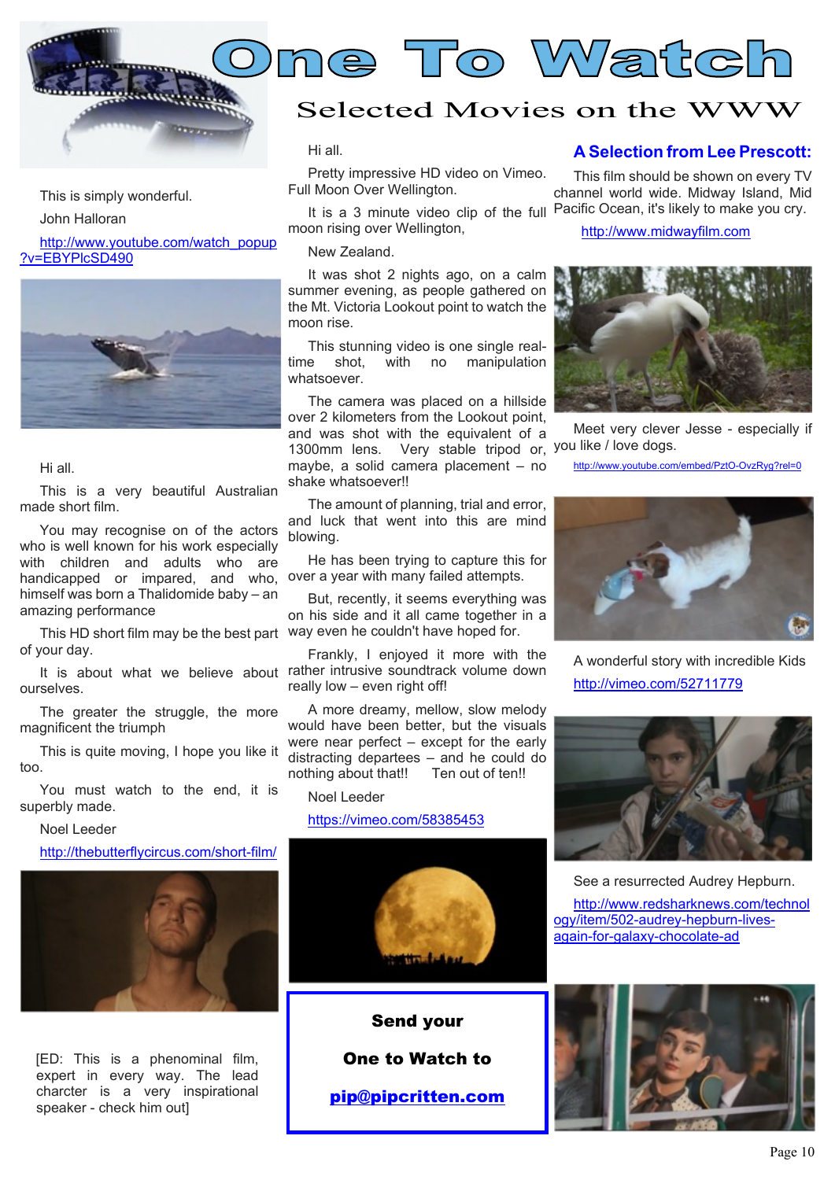# One To Watch

## Selected Movies on the WWW

This is simply wonderful.

John Halloran

http://www.youtube.com/watch_popup?v=EBYPlcSD490

Hi all.

This is a very beautiful Australian made short film.

You may recognise on of the actors who is well known for his work especially with children and adults who are handicapped or impared, and who, himself was born a Thalidomide baby – an amazing performance

This HD short film may be the best part of your day.

It is about what we believe about ourselves.

The greater the struggle, the more magnificent the triumph

This is quite moving, I hope you like it too.

You must watch to the end, it is superbly made.

Noel Leeder

http://thebutterflycircus.com/short-film/

[ED: This is a phenomenal film, expert in every way. The lead charcter is a very inspirational speaker - check him out]

Hi all.

Pretty impressive HD video on Vimeo. Full Moon Over Wellington.

It is a 3 minute video clip of the full moon rising over Wellington,

New Zealand.

It was shot 2 nights ago, on a calm summer evening, as people gathered on the Mt. Victoria Lookout point to watch the moon rise.

This stunning video is one single real-time shot, with no manipulation whatsoever.

The camera was placed on a hillside over 2 kilometers from the Lookout point, and was shot with the equivalent of a 1300mm lens. Very stable tripod or, maybe, a solid camera placement – no shake whatsoever!!

The amount of planning, trial and error, and luck that went into this are mind blowing.

He has been trying to capture this for over a year with many failed attempts.

But, recently, it seems everything was on his side and it all came together in a way even he couldn't have hoped for.

Frankly, I enjoyed it more with the rather intrusive soundtrack volume down really low – even right off!

A more dreamy, mellow, slow melody would have been better, but the visuals were near perfect – except for the early distracting departees – and he could do nothing about that!! Ten out of ten!!

Noel Leeder

https://vimeo.com/58385453

**Send your**

**One to Watch to**

**pip@pipcritten.com**

### A Selection from Lee Prescott:

This film should be shown on every TV channel world wide. Midway Island, Mid Pacific Ocean, it's likely to make you cry.

http://www.midwayfilm.com

Meet very clever Jesse - especially if you like / love dogs.

http://www.youtube.com/embed/PztO-OvzRyg?rel=0

A wonderful story with incredible Kids

http://vimeo.com/52711779

See a resurrected Audrey Hepburn.

http://www.redsharknews.com/technology/item/502-audrey-hepburn-lives-again-for-galaxy-chocolate-ad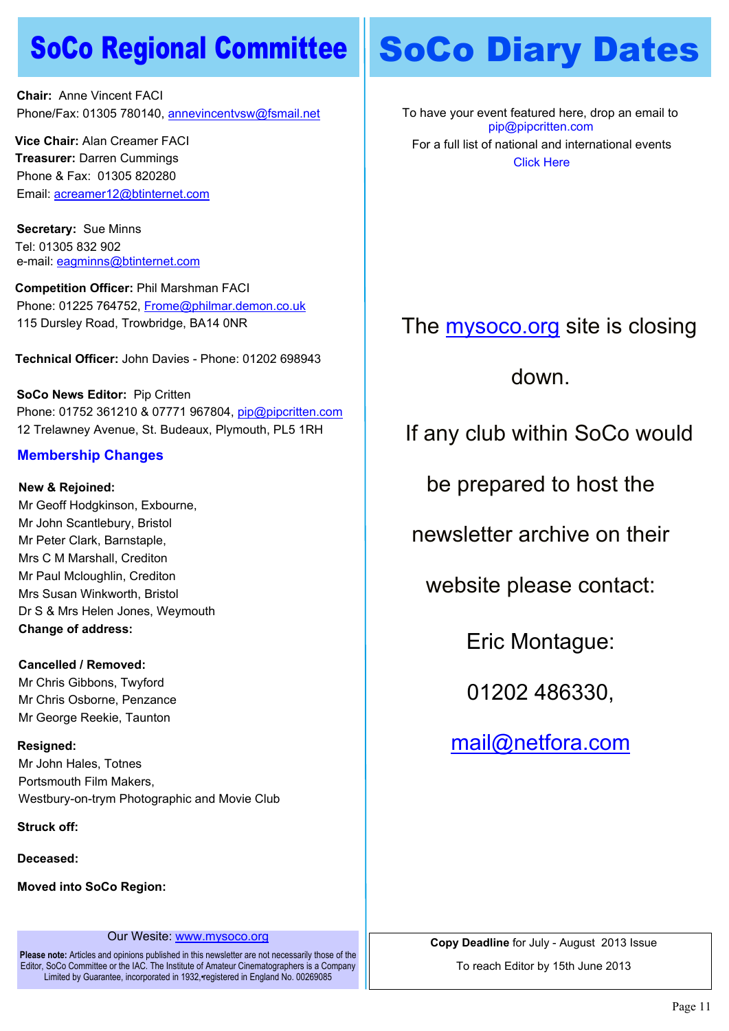# SoCo Regional Committee

**Chair:** Anne Vincent FACI
Phone/Fax: 01305 780140, annevincentvsw@fsmail.net

**Vice Chair:** Alan Creamer FACI
**Treasurer:** Darren Cummings
Phone & Fax: 01305 820280
Email: acreamer12@btinternet.com

**Secretary:** Sue Minns
Tel: 01305 832 902
e-mail: eagminns@btinternet.com

**Competition Officer:** Phil Marshman FACI
Phone: 01225 764752, Frome@philmar.demon.co.uk
115 Dursley Road, Trowbridge, BA14 0NR

**Technical Officer:** John Davies - Phone: 01202 698943

**SoCo News Editor:** Pip Critten
Phone: 01752 361210 & 07771 967804, pip@pipcritten.com
12 Trelawney Avenue, St. Budeaux, Plymouth, PL5 1RH

## Membership Changes

**New & Rejoined:**
Mr Geoff Hodgkinson, Exbourne,
Mr John Scantlebury, Bristol
Mr Peter Clark, Barnstaple,
Mrs C M Marshall, Crediton
Mr Paul Mcloughlin, Crediton
Mrs Susan Winkworth, Bristol
Dr S & Mrs Helen Jones, Weymouth

**Change of address:**

**Cancelled / Removed:**
Mr Chris Gibbons, Twyford
Mr Chris Osborne, Penzance
Mr George Reekie, Taunton

**Resigned:**
Mr John Hales, Totnes
Portsmouth Film Makers,
Westbury-on-trym Photographic and Movie Club

**Struck off:**

**Deceased:**

**Moved into SoCo Region:**

Our Wesite: www.mysoco.org

**Please note:** Articles and opinions published in this newsletter are not necessarily those of the Editor, SoCo Committee or the IAC. The Institute of Amateur Cinematographers is a Company Limited by Guarantee, incorporated in 1932, registered in England No. 00269085

# SoCo Diary Dates

To have your event featured here, drop an email to pip@pipcritten.com
For a full list of national and international events Click Here

The mysoco.org site is closing down.

If any club within SoCo would be prepared to host the newsletter archive on their website please contact:

Eric Montague:

01202 486330,

mail@netfora.com

**Copy Deadline** for July - August 2013 Issue
To reach Editor by 15th June 2013